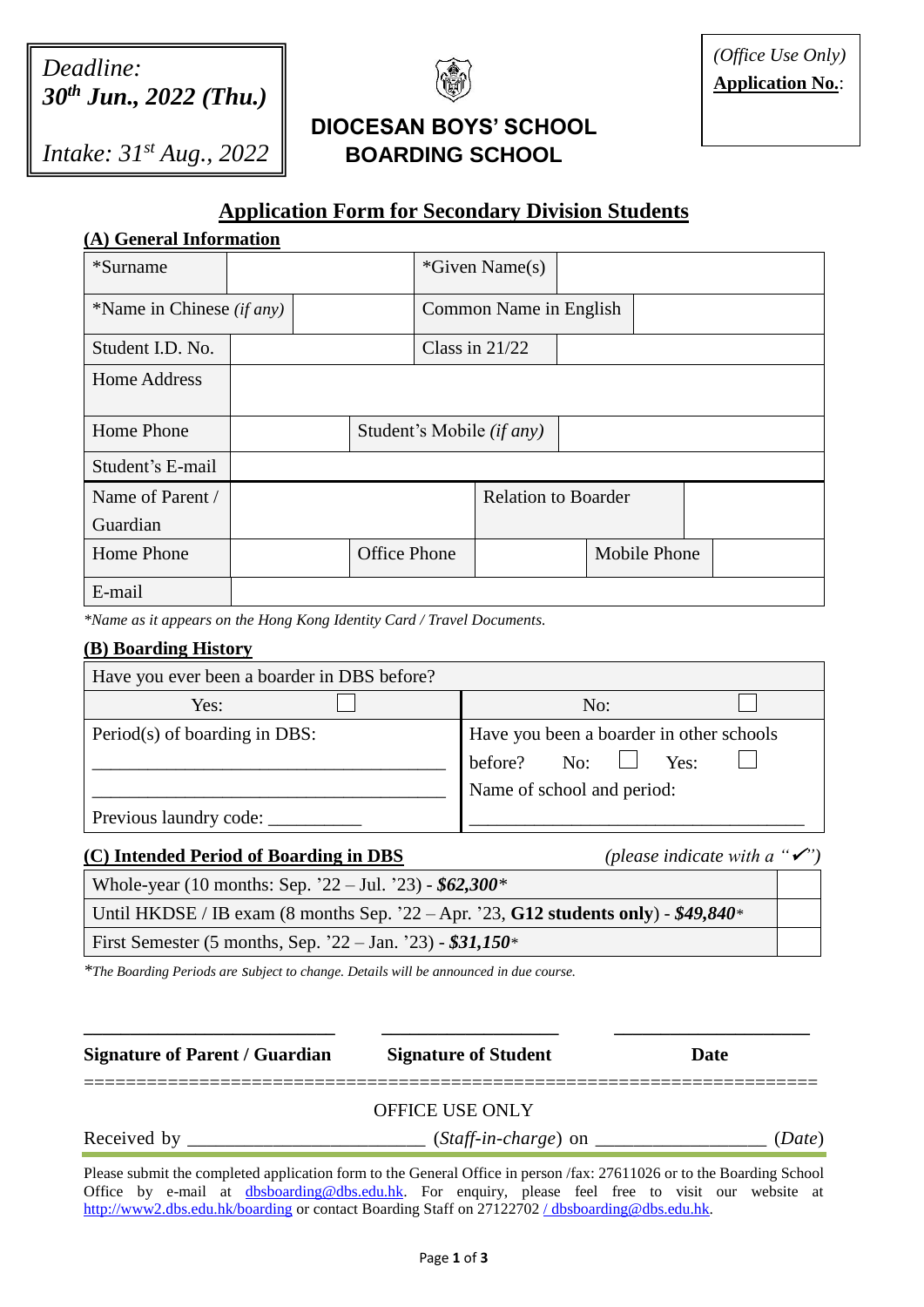*Deadline:*
***30th Jun., 2022 (Thu.)***

*Intake: 31st Aug., 2022*

*(Office Use Only)*
**Application No.**:

**DIOCESAN BOYS' SCHOOL**
**BOARDING SCHOOL**

## Application Form for Secondary Division Students

### (A) General Information

| | | | |
|---|---|---|---|
| *Surname | | *Given Name(s) | |
| *Name in Chinese *(if any)* | | Common Name in English | |
| Student I.D. No. | | Class in 21/22 | |
| Home Address | | | |
| Home Phone | | Student's Mobile *(if any)* | |
| Student's E-mail | | | |

| | | | | | |
|---|---|---|---|---|---|
| Name of Parent / Guardian | | Relation to Boarder | | | |
| Home Phone | | Office Phone | | Mobile Phone | |
| E-mail | | | | | |

*\*Name as it appears on the Hong Kong Identity Card / Travel Documents.*

### (B) Boarding History

| Have you ever been a boarder in DBS before? | |
|---|---|
| Yes: ☐ | No: ☐ |
| Period(s) of boarding in DBS: ______________________________ ______________________________ Previous laundry code: __________ | Have you been a boarder in other schools before? No: ☐ Yes: ☐ Name of school and period: ______________________________ |

### (C) Intended Period of Boarding in DBS

*(please indicate with a "✓")*

| | |
|---|---|
| Whole-year (10 months: Sep. '22 – Jul. '23) - ***$62,300**** | |
| Until HKDSE / IB exam (8 months Sep. '22 – Apr. '23, **G12 students only**) - ***$49,840**** | |
| First Semester (5 months, Sep. '22 – Jan. '23) - ***$31,150**** | |

*\*The Boarding Periods are subject to change. Details will be announced in due course.*

______________________________ ______________________ ______________________

**Signature of Parent / Guardian** **Signature of Student** **Date**

======================================================================

OFFICE USE ONLY

Received by ________________________ (*Staff-in-charge*) on _________________ (*Date*)

Please submit the completed application form to the General Office in person /fax: 27611026 or to the Boarding School Office by e-mail at dbsboarding@dbs.edu.hk. For enquiry, please feel free to visit our website at http://www2.dbs.edu.hk/boarding or contact Boarding Staff on 27122702 / dbsboarding@dbs.edu.hk.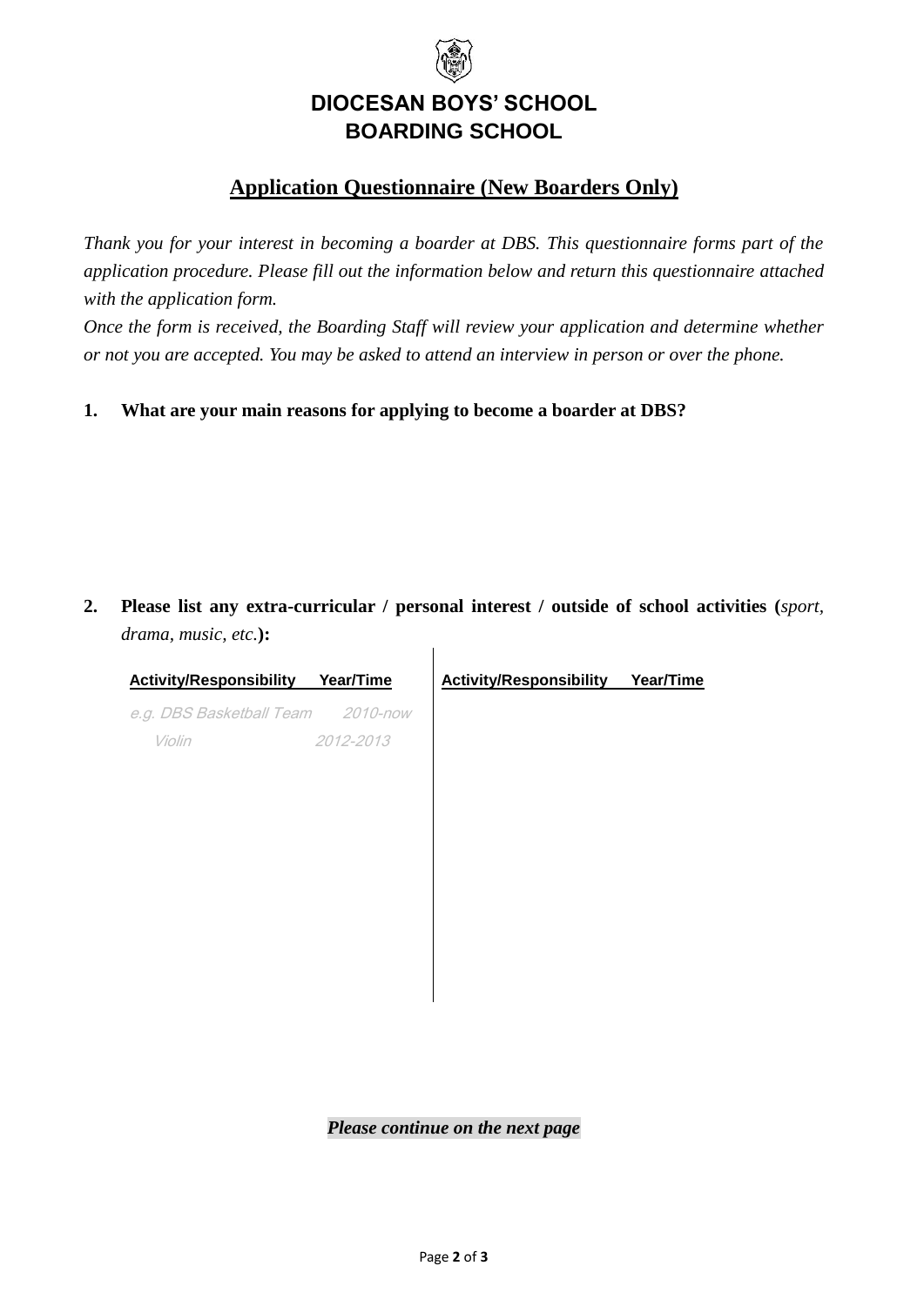# DIOCESAN BOYS' SCHOOL
## BOARDING SCHOOL

## Application Questionnaire (New Boarders Only)

*Thank you for your interest in becoming a boarder at DBS. This questionnaire forms part of the application procedure. Please fill out the information below and return this questionnaire attached with the application form.*

*Once the form is received, the Boarding Staff will review your application and determine whether or not you are accepted. You may be asked to attend an interview in person or over the phone.*

**1. What are your main reasons for applying to become a boarder at DBS?**

**2. Please list any extra-curricular / personal interest / outside of school activities (*sport, drama, music, etc.*):**

| Activity/Responsibility | Year/Time | Activity/Responsibility | Year/Time |
|---|---|---|---|
| *e.g. DBS Basketball Team* | *2010-now* | | |
| *Violin* | *2012-2013* | | |

***Please continue on the next page***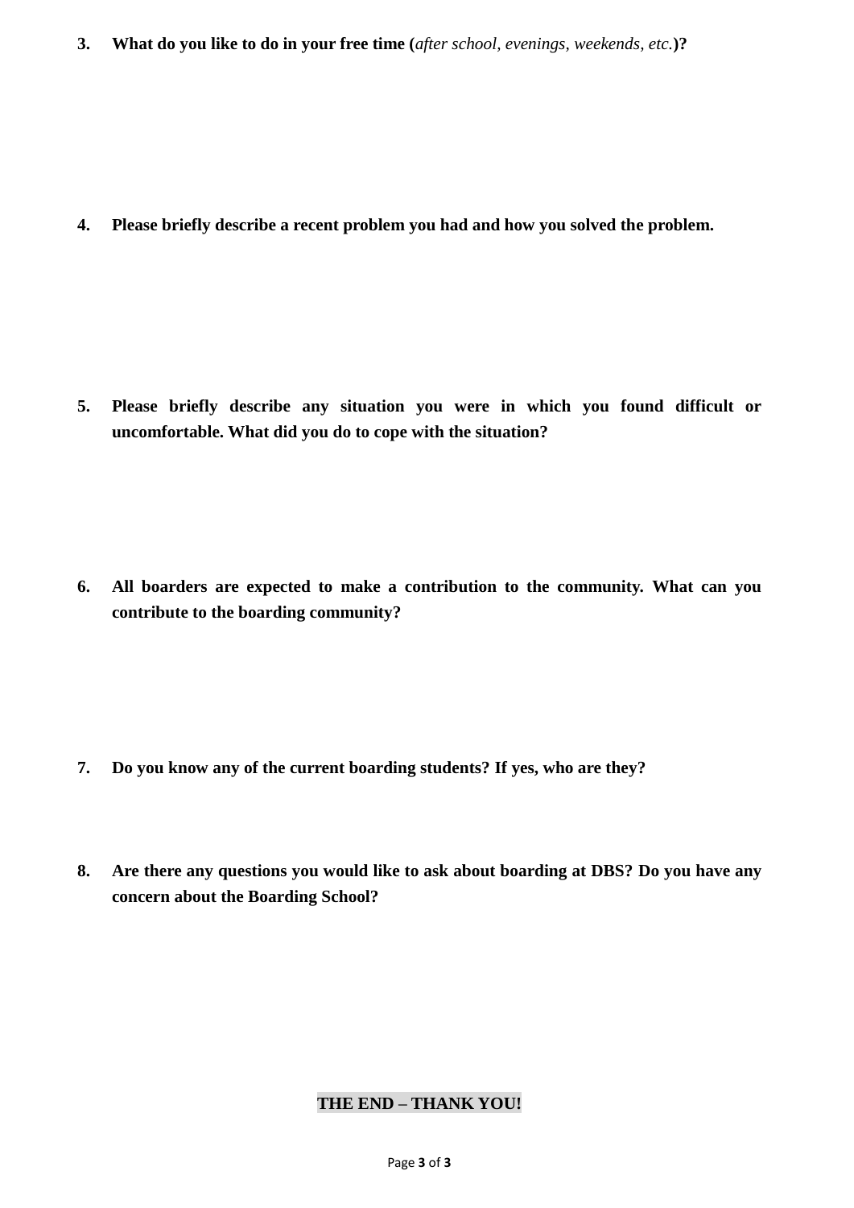**3. What do you like to do in your free time (*after school, evenings, weekends, etc.*)?**

**4. Please briefly describe a recent problem you had and how you solved the problem.**

**5. Please briefly describe any situation you were in which you found difficult or uncomfortable. What did you do to cope with the situation?**

**6. All boarders are expected to make a contribution to the community. What can you contribute to the boarding community?**

**7. Do you know any of the current boarding students? If yes, who are they?**

**8. Are there any questions you would like to ask about boarding at DBS? Do you have any concern about the Boarding School?**

**THE END – THANK YOU!**